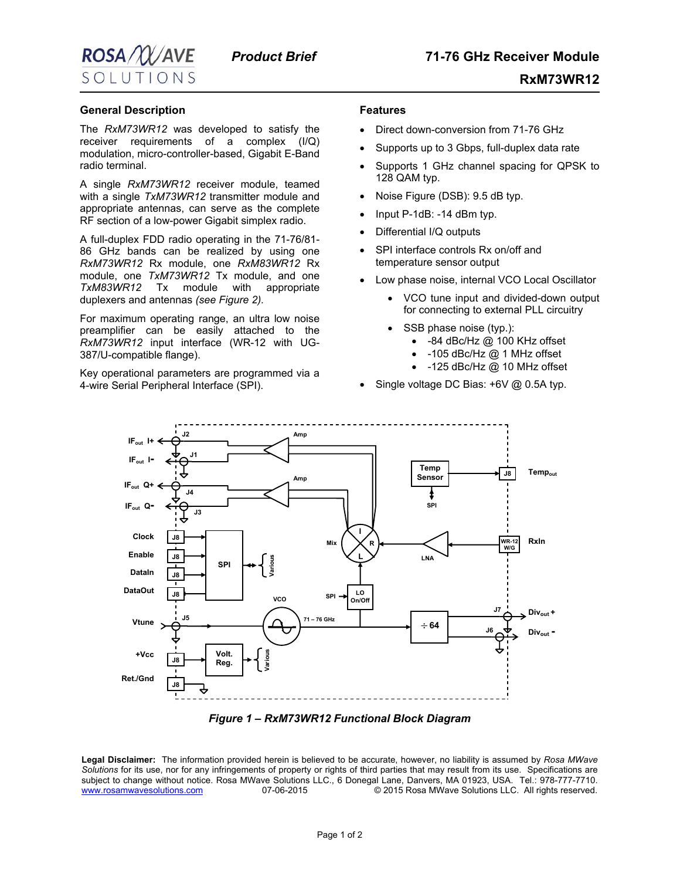# 71-76 GHz Receiver Module

## RxM73WR12

*Product Brief*

## General Description

The *RxM73WR12* was developed to satisfy the receiver requirements of a complex (I/Q) modulation, micro-controller-based, Gigabit E-Band radio terminal.

A single *RxM73WR12* receiver module, teamed with a single *TxM73WR12* transmitter module and appropriate antennas, can serve as the complete RF section of a low-power Gigabit simplex radio.

A full-duplex FDD radio operating in the 71-76/81-86 GHz bands can be realized by using one *RxM73WR12* Rx module, one *RxM83WR12* Rx module, one *TxM73WR12* Tx module, and one *TxM83WR12* Tx module with appropriate duplexers and antennas *(see Figure 2).*

For maximum operating range, an ultra low noise preamplifier can be easily attached to the *RxM73WR12* input interface (WR-12 with UG-387/U-compatible flange).

Key operational parameters are programmed via a 4-wire Serial Peripheral Interface (SPI).

## Features

- Direct down-conversion from 71-76 GHz
- Supports up to 3 Gbps, full-duplex data rate
- Supports 1 GHz channel spacing for QPSK to 128 QAM typ.
- Noise Figure (DSB): 9.5 dB typ.
- Input P-1dB: -14 dBm typ.
- Differential I/Q outputs
- SPI interface controls Rx on/off and temperature sensor output
- Low phase noise, internal VCO Local Oscillator
  - VCO tune input and divided-down output for connecting to external PLL circuitry
  - SSB phase noise (typ.):
    - -84 dBc/Hz @ 100 KHz offset
    - -105 dBc/Hz @ 1 MHz offset
    - -125 dBc/Hz @ 10 MHz offset
- Single voltage DC Bias: +6V @ 0.5A typ.

*Figure 1 – RxM73WR12 Functional Block Diagram*

**Legal Disclaimer:** The information provided herein is believed to be accurate, however, no liability is assumed by *Rosa MWave Solutions* for its use, nor for any infringements of property or rights of third parties that may result from its use. Specifications are subject to change without notice. Rosa MWave Solutions LLC., 6 Donegal Lane, Danvers, MA 01923, USA. Tel.: 978-777-7710. www.rosamwavesolutions.com 07-06-2015 © 2015 Rosa MWave Solutions LLC. All rights reserved.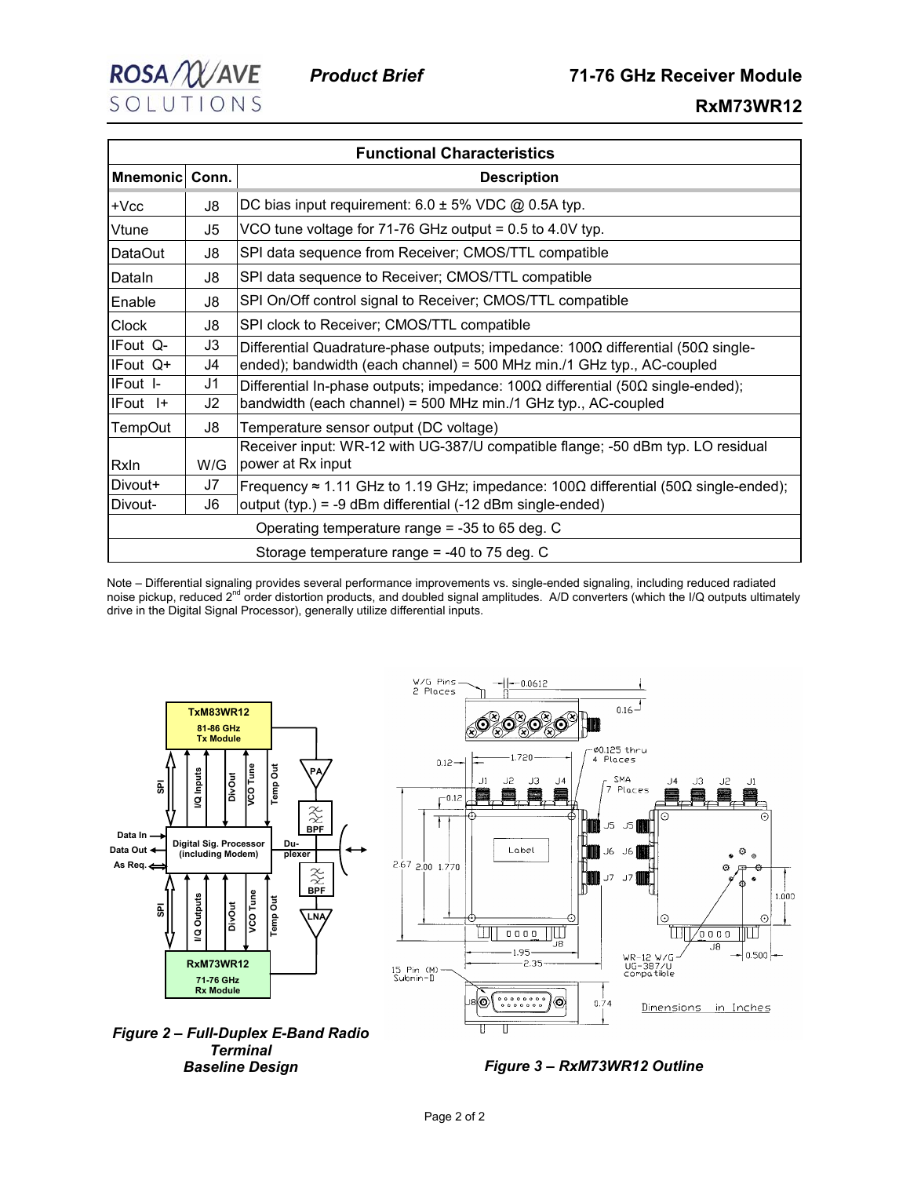# 71-76 GHz Receiver Module

## RxM73WR12

*Product Brief*

| Functional Characteristics | | |
|---|---|---|
| **Mnemonic** | **Conn.** | **Description** |
| +Vcc | J8 | DC bias input requirement: 6.0 ± 5% VDC @ 0.5A typ. |
| Vtune | J5 | VCO tune voltage for 71-76 GHz output = 0.5 to 4.0V typ. |
| DataOut | J8 | SPI data sequence from Receiver; CMOS/TTL compatible |
| DataIn | J8 | SPI data sequence to Receiver; CMOS/TTL compatible |
| Enable | J8 | SPI On/Off control signal to Receiver; CMOS/TTL compatible |
| Clock | J8 | SPI clock to Receiver; CMOS/TTL compatible |
| IFout Q-<br>IFout Q+ | J3<br>J4 | Differential Quadrature-phase outputs; impedance: 100Ω differential (50Ω single-ended); bandwidth (each channel) = 500 MHz min./1 GHz typ., AC-coupled |
| IFout I-<br>IFout I+ | J1<br>J2 | Differential In-phase outputs; impedance: 100Ω differential (50Ω single-ended); bandwidth (each channel) = 500 MHz min./1 GHz typ., AC-coupled |
| TempOut | J8 | Temperature sensor output (DC voltage) |
| RxIn | W/G | Receiver input: WR-12 with UG-387/U compatible flange; -50 dBm typ. LO residual power at Rx input |
| Divout+<br>Divout- | J7<br>J6 | Frequency ≈ 1.11 GHz to 1.19 GHz; impedance: 100Ω differential (50Ω single-ended); output (typ.) = -9 dBm differential (-12 dBm single-ended) |
| Operating temperature range = -35 to 65 deg. C | | |
| Storage temperature range = -40 to 75 deg. C | | |

Note – Differential signaling provides several performance improvements vs. single-ended signaling, including reduced radiated noise pickup, reduced 2nd order distortion products, and doubled signal amplitudes. A/D converters (which the I/Q outputs ultimately drive in the Digital Signal Processor), generally utilize differential inputs.

TxM83WR12
81-86 GHz
Tx Module
SPI
I/Q Inputs
DivOut
VCO Tune
Temp Out
PA
BPF
Data In
Data Out
As Req.
Digital Sig. Processor (including Modem)
Du-plexer
BPF
LNA
SPI
I/Q Outputs
DivOut
VCO Tune
Temp Out
RxM73WR12
71-76 GHz
Rx Module

*Figure 2 – Full-Duplex E-Band Radio Terminal Baseline Design*

W/G Pins 2 Places
0.0612
0.16
0.12
1.720
Ø0.125 thru 4 Places
SMA 7 Places
J1 J2 J3 J4
J4 J3 J2 J1
0.12
J5
J6
J7
Label
2.67
2.00
1.770
1.000
J8
1.95
2.35
0.500
15 Pin (M) Submin-D
WR-12 W/G UG-387/U compatible
J8
0.74
Dimensions in Inches

*Figure 3 – RxM73WR12 Outline*